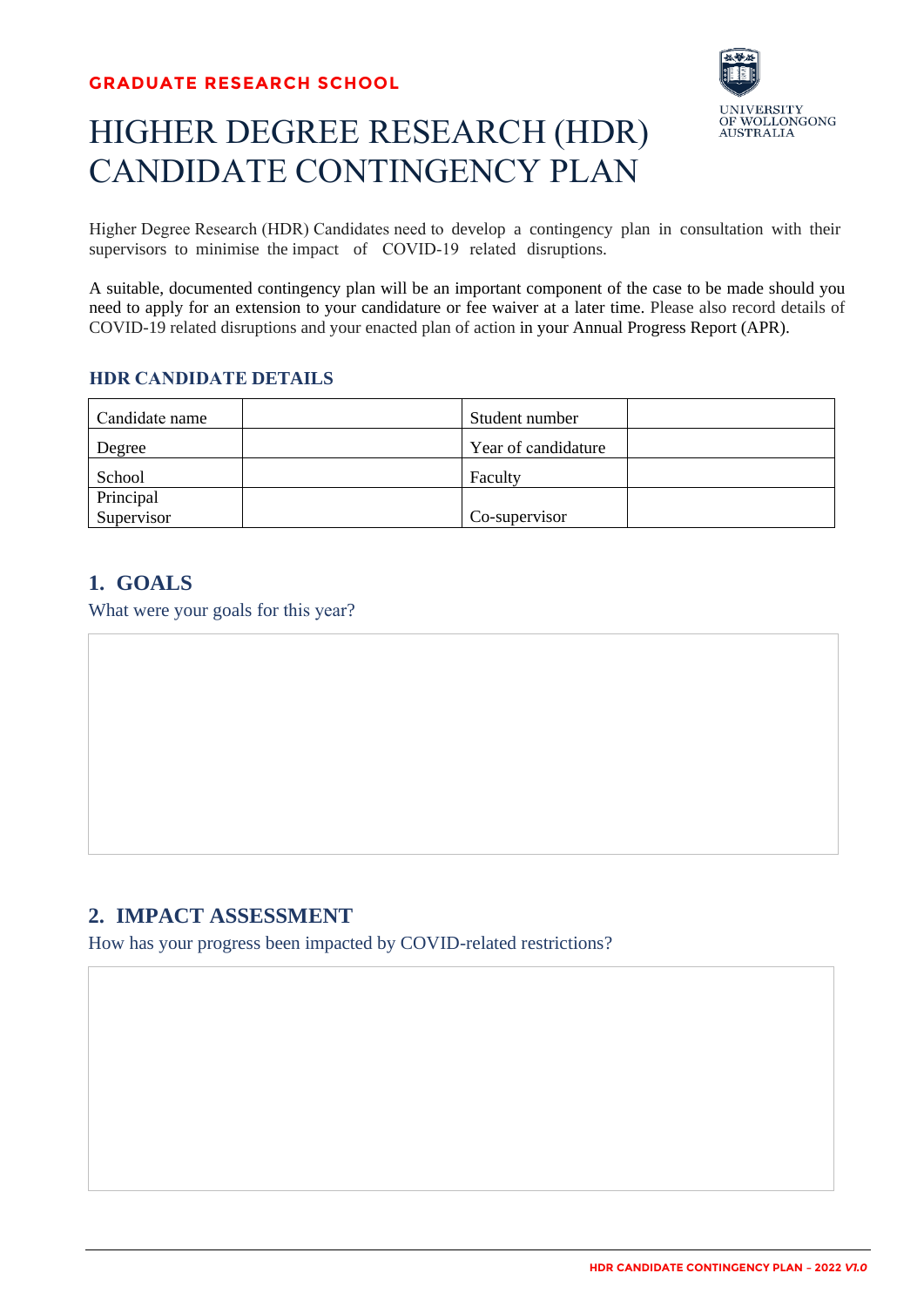GRADUATE RESEARCH SCHOOL

UNIVERSITY OF WOLLONGONG AUSTRALIA

# HIGHER DEGREE RESEARCH (HDR) CANDIDATE CONTINGENCY PLAN

Higher Degree Research (HDR) Candidates need to develop a contingency plan in consultation with their supervisors to minimise the impact of COVID-19 related disruptions.

A suitable, documented contingency plan will be an important component of the case to be made should you need to apply for an extension to your candidature or fee waiver at a later time. Please also record details of COVID-19 related disruptions and your enacted plan of action in your Annual Progress Report (APR).

### HDR CANDIDATE DETAILS

| Candidate name | | Student number | |
|---|---|---|---|
| Degree | | Year of candidature | |
| School | | Faculty | |
| Principal Supervisor | | Co-supervisor | |

## 1. GOALS

What were your goals for this year?

## 2. IMPACT ASSESSMENT

How has your progress been impacted by COVID-related restrictions?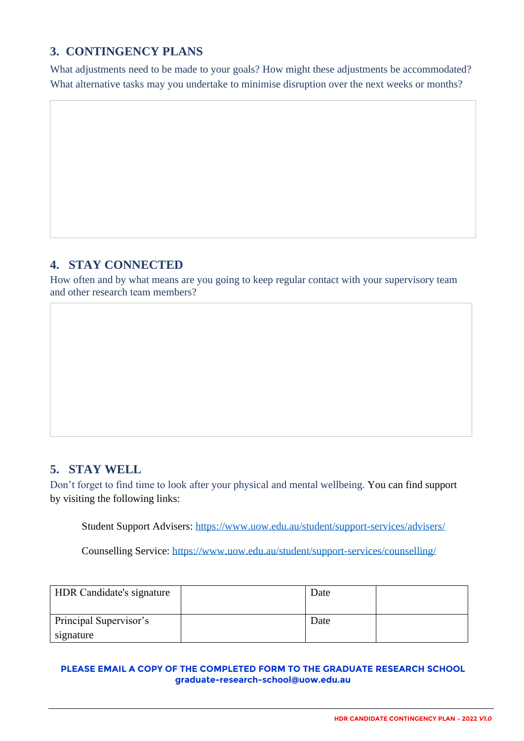## 3. CONTINGENCY PLANS

What adjustments need to be made to your goals? How might these adjustments be accommodated? What alternative tasks may you undertake to minimise disruption over the next weeks or months?

## 4. STAY CONNECTED

How often and by what means are you going to keep regular contact with your supervisory team and other research team members?

## 5. STAY WELL

Don't forget to find time to look after your physical and mental wellbeing. You can find support by visiting the following links:

Student Support Advisers: https://www.uow.edu.au/student/support-services/advisers/

Counselling Service: https://www.uow.edu.au/student/support-services/counselling/

| | | | |
|---|---|---|---|
| HDR Candidate's signature | | Date | |
| Principal Supervisor's signature | | Date | |

**PLEASE EMAIL A COPY OF THE COMPLETED FORM TO THE GRADUATE RESEARCH SCHOOL graduate-research-school@uow.edu.au**